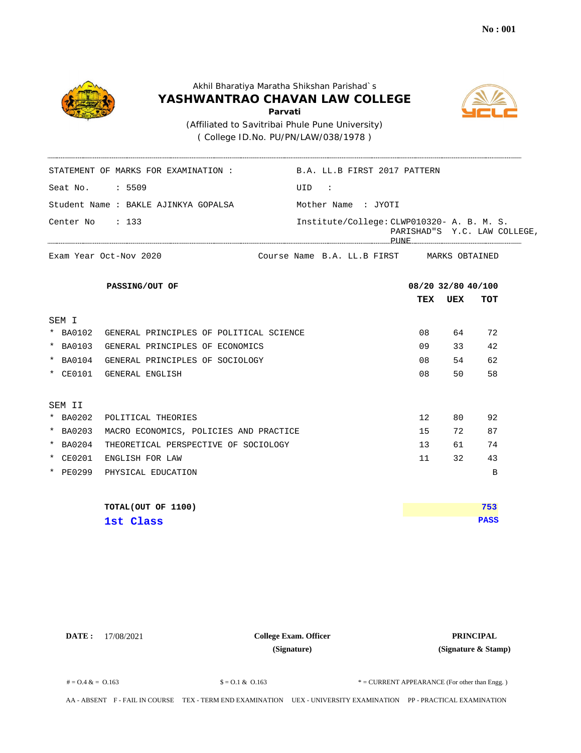No : 001

Akhil Bharatiya Maratha Shikshan Parishad`s

# YASHWANTRAO CHAVAN LAW COLLEGE

**Parvati**

(Affiliated to Savitribai Phule Pune University)

( College ID.No. PU/PN/LAW/038/1978 )

STATEMENT OF MARKS FOR EXAMINATION : B.A. LL.B FIRST 2017 PATTERN

Seat No. : 5509 UID :

Student Name : BAKLE AJINKYA GOPALSA Mother Name : JYOTI

Center No : 133 Institute/College: CLWP010320- A. B. M. S. PARISHAD"S Y.C. LAW COLLEGE, PUNE

Exam Year Oct-Nov 2020 Course Name B.A. LL.B FIRST MARKS OBTAINED

| | **PASSING/OUT OF** | **08/20** | **32/80** | **40/100** |
|---|---|---|---|---|
| | | **TEX** | **UEX** | **TOT** |
| SEM I | | | | |
| * BA0102 | GENERAL PRINCIPLES OF POLITICAL SCIENCE | 08 | 64 | 72 |
| * BA0103 | GENERAL PRINCIPLES OF ECONOMICS | 09 | 33 | 42 |
| * BA0104 | GENERAL PRINCIPLES OF SOCIOLOGY | 08 | 54 | 62 |
| * CE0101 | GENERAL ENGLISH | 08 | 50 | 58 |
| SEM II | | | | |
| * BA0202 | POLITICAL THEORIES | 12 | 80 | 92 |
| * BA0203 | MACRO ECONOMICS, POLICIES AND PRACTICE | 15 | 72 | 87 |
| * BA0204 | THEORETICAL PERSPECTIVE OF SOCIOLOGY | 13 | 61 | 74 |
| * CE0201 | ENGLISH FOR LAW | 11 | 32 | 43 |
| * PE0299 | PHYSICAL EDUCATION | | | B |

**TOTAL(OUT OF 1100)** **753**

**1st Class** **PASS**

**DATE :** 17/08/2021

**College Exam. Officer**
**(Signature)**

**PRINCIPAL**
**(Signature & Stamp)**

# = O.4 & = O.163 $ = O.1 & O.163 * = CURRENT APPEARANCE (For other than Engg. )

AA - ABSENT F - FAIL IN COURSE TEX - TERM END EXAMINATION UEX - UNIVERSITY EXAMINATION PP - PRACTICAL EXAMINATION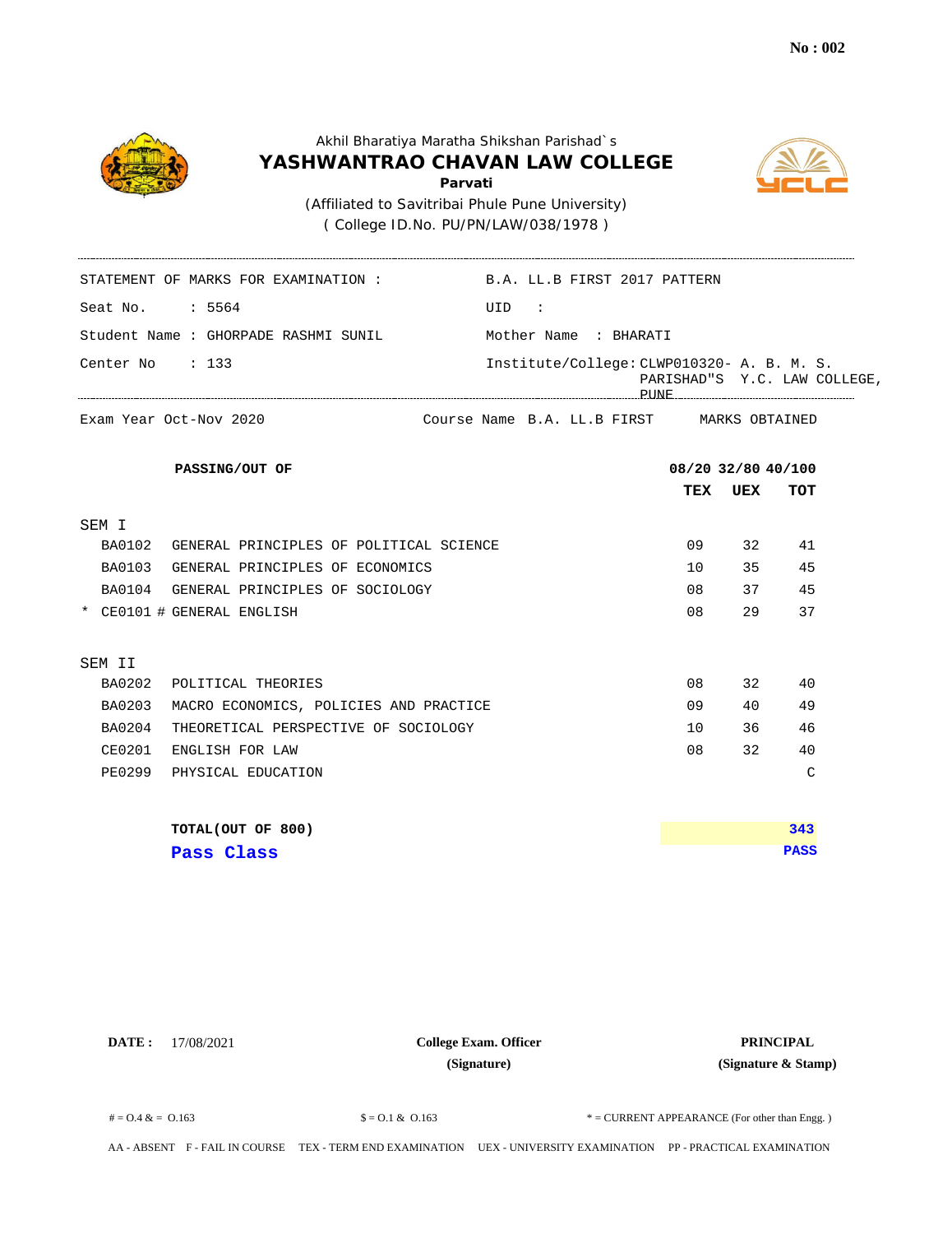No : 002

Akhil Bharatiya Maratha Shikshan Parishad`s

## YASHWANTRAO CHAVAN LAW COLLEGE

**Parvati**

(Affiliated to Savitribai Phule Pune University)

( College ID.No. PU/PN/LAW/038/1978 )

STATEMENT OF MARKS FOR EXAMINATION : B.A. LL.B FIRST 2017 PATTERN

Seat No. : 5564 UID :

Student Name : GHORPADE RASHMI SUNIL Mother Name : BHARATI

Center No : 133 Institute/College: CLWP010320- A. B. M. S. PARISHAD"S Y.C. LAW COLLEGE, PUNE

Exam Year Oct-Nov 2020 Course Name B.A. LL.B FIRST MARKS OBTAINED

| | **PASSING/OUT OF** | **08/20** | **32/80** | **40/100** |
|---|---|---|---|---|
| | | **TEX** | **UEX** | **TOT** |
| SEM I | | | | |
| BA0102 | GENERAL PRINCIPLES OF POLITICAL SCIENCE | 09 | 32 | 41 |
| BA0103 | GENERAL PRINCIPLES OF ECONOMICS | 10 | 35 | 45 |
| BA0104 | GENERAL PRINCIPLES OF SOCIOLOGY | 08 | 37 | 45 |
| * CE0101 | # GENERAL ENGLISH | 08 | 29 | 37 |
| SEM II | | | | |
| BA0202 | POLITICAL THEORIES | 08 | 32 | 40 |
| BA0203 | MACRO ECONOMICS, POLICIES AND PRACTICE | 09 | 40 | 49 |
| BA0204 | THEORETICAL PERSPECTIVE OF SOCIOLOGY | 10 | 36 | 46 |
| CE0201 | ENGLISH FOR LAW | 08 | 32 | 40 |
| PE0299 | PHYSICAL EDUCATION | | | C |
| | **TOTAL(OUT OF 800)** | | | **343** |
| | **Pass Class** | | | **PASS** |

**DATE :** 17/08/2021

**College Exam. Officer**
**(Signature)**

**PRINCIPAL**
**(Signature & Stamp)**

# = O.4 & = O.163 $ = O.1 & O.163 * = CURRENT APPEARANCE (For other than Engg. )

AA - ABSENT F - FAIL IN COURSE TEX - TERM END EXAMINATION UEX - UNIVERSITY EXAMINATION PP - PRACTICAL EXAMINATION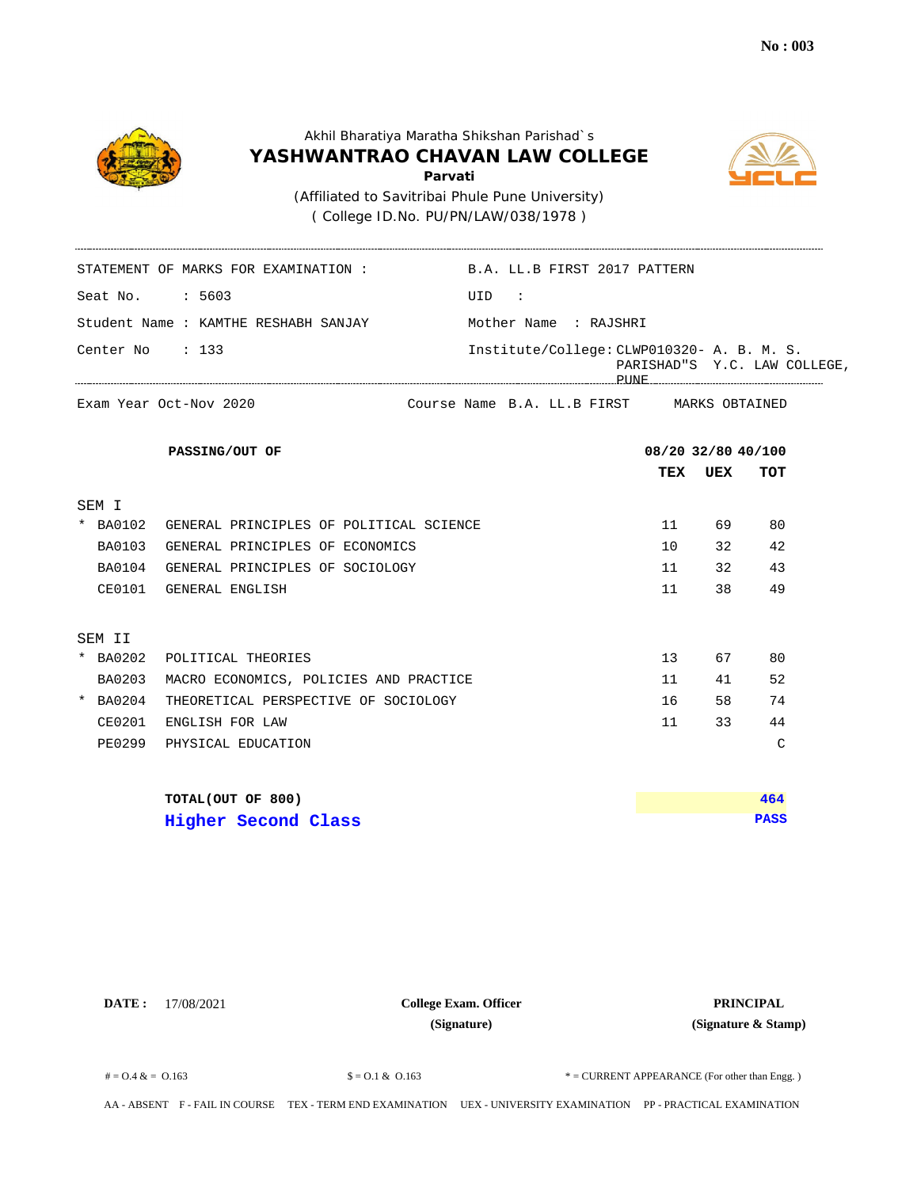No : 003

Akhil Bharatiya Maratha Shikshan Parishad`s

# YASHWANTRAO CHAVAN LAW COLLEGE

**Parvati**

(Affiliated to Savitribai Phule Pune University)

( College ID.No. PU/PN/LAW/038/1978 )

STATEMENT OF MARKS FOR EXAMINATION : B.A. LL.B FIRST 2017 PATTERN

Seat No. : 5603

UID :

Student Name : KAMTHE RESHABH SANJAY

Mother Name : RAJSHRI

Center No : 133

Institute/College: CLWP010320- A. B. M. S. PARISHAD"S Y.C. LAW COLLEGE, PUNE

Exam Year Oct-Nov 2020

Course Name B.A. LL.B FIRST

MARKS OBTAINED

| | | PASSING/OUT OF | 08/20 | 32/80 | 40/100 |
|---|---|---|---|---|---|
| | | | **TEX** | **UEX** | **TOT** |
| SEM I | | | | | |
| * | BA0102 | GENERAL PRINCIPLES OF POLITICAL SCIENCE | 11 | 69 | 80 |
| | BA0103 | GENERAL PRINCIPLES OF ECONOMICS | 10 | 32 | 42 |
| | BA0104 | GENERAL PRINCIPLES OF SOCIOLOGY | 11 | 32 | 43 |
| | CE0101 | GENERAL ENGLISH | 11 | 38 | 49 |
| SEM II | | | | | |
| * | BA0202 | POLITICAL THEORIES | 13 | 67 | 80 |
| | BA0203 | MACRO ECONOMICS, POLICIES AND PRACTICE | 11 | 41 | 52 |
| * | BA0204 | THEORETICAL PERSPECTIVE OF SOCIOLOGY | 16 | 58 | 74 |
| | CE0201 | ENGLISH FOR LAW | 11 | 33 | 44 |
| | PE0299 | PHYSICAL EDUCATION | | | C |

**TOTAL(OUT OF 800)** **464**

**Higher Second Class** **PASS**

**DATE :** 17/08/2021

**College Exam. Officer**
**(Signature)**

**PRINCIPAL**
**(Signature & Stamp)**

# = O.4 & = O.163 $ = O.1 & O.163 * = CURRENT APPEARANCE (For other than Engg. )

AA - ABSENT F - FAIL IN COURSE TEX - TERM END EXAMINATION UEX - UNIVERSITY EXAMINATION PP - PRACTICAL EXAMINATION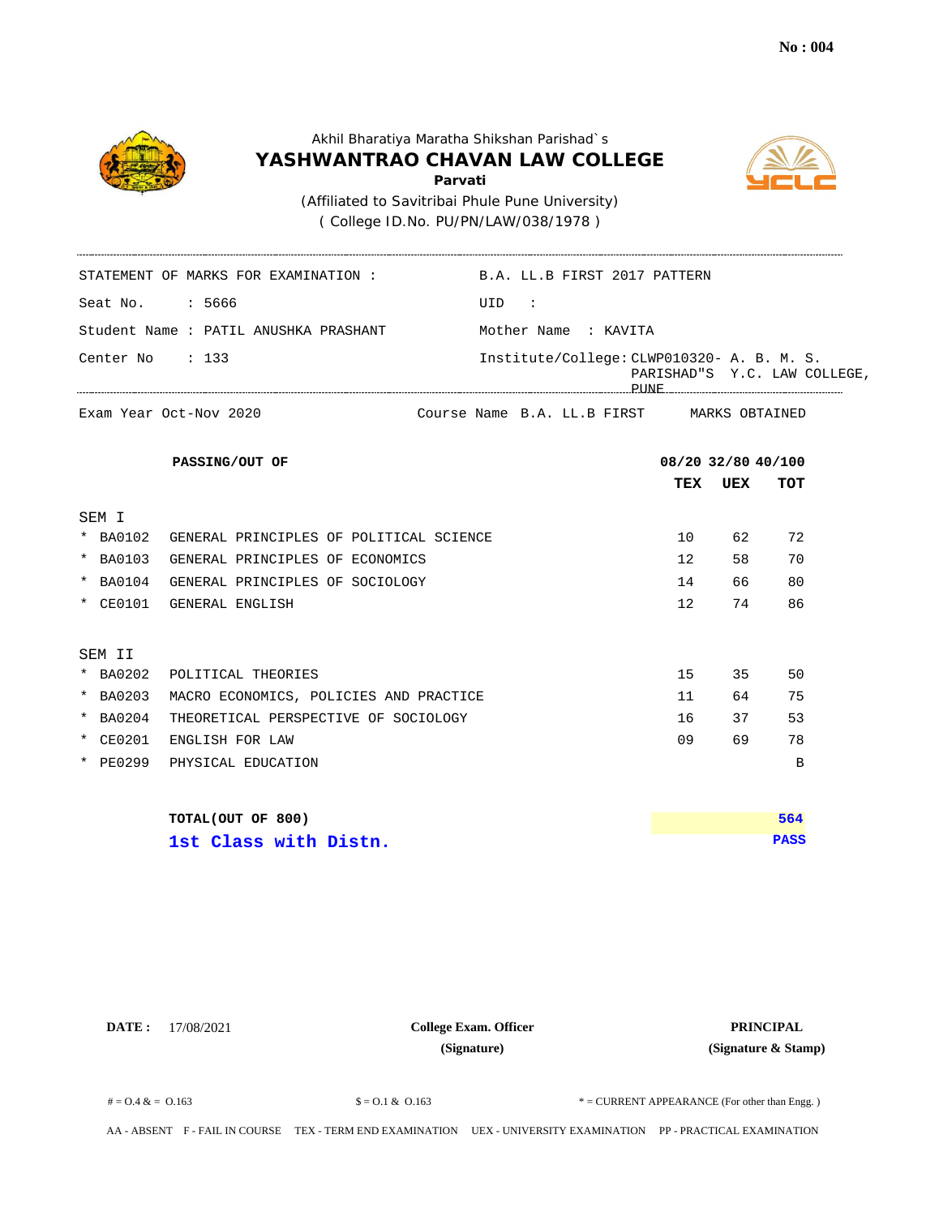No : 004

Akhil Bharatiya Maratha Shikshan Parishad`s

# YASHWANTRAO CHAVAN LAW COLLEGE

**Parvati**

(Affiliated to Savitribai Phule Pune University)

( College ID.No. PU/PN/LAW/038/1978 )

STATEMENT OF MARKS FOR EXAMINATION : B.A. LL.B FIRST 2017 PATTERN

Seat No. : 5666 UID :

Student Name : PATIL ANUSHKA PRASHANT Mother Name : KAVITA

Center No : 133 Institute/College: CLWP010320- A. B. M. S. PARISHAD"S Y.C. LAW COLLEGE, PUNE

Exam Year Oct-Nov 2020 Course Name B.A. LL.B FIRST MARKS OBTAINED

| | | PASSING/OUT OF | 08/20 | 32/80 | 40/100 |
|---|---|---|---|---|---|
| | | | **TEX** | **UEX** | **TOT** |
| SEM I | | | | | |
| * | BA0102 | GENERAL PRINCIPLES OF POLITICAL SCIENCE | 10 | 62 | 72 |
| * | BA0103 | GENERAL PRINCIPLES OF ECONOMICS | 12 | 58 | 70 |
| * | BA0104 | GENERAL PRINCIPLES OF SOCIOLOGY | 14 | 66 | 80 |
| * | CE0101 | GENERAL ENGLISH | 12 | 74 | 86 |
| SEM II | | | | | |
| * | BA0202 | POLITICAL THEORIES | 15 | 35 | 50 |
| * | BA0203 | MACRO ECONOMICS, POLICIES AND PRACTICE | 11 | 64 | 75 |
| * | BA0204 | THEORETICAL PERSPECTIVE OF SOCIOLOGY | 16 | 37 | 53 |
| * | CE0201 | ENGLISH FOR LAW | 09 | 69 | 78 |
| * | PE0299 | PHYSICAL EDUCATION | | | B |

**TOTAL(OUT OF 800)** **564**

**1st Class with Distn.** **PASS**

**DATE :** 17/08/2021

**College Exam. Officer**
**(Signature)**

**PRINCIPAL**
**(Signature & Stamp)**

# = O.4 & = O.163 $ = O.1 & O.163 * = CURRENT APPEARANCE (For other than Engg. )

AA - ABSENT F - FAIL IN COURSE TEX - TERM END EXAMINATION UEX - UNIVERSITY EXAMINATION PP - PRACTICAL EXAMINATION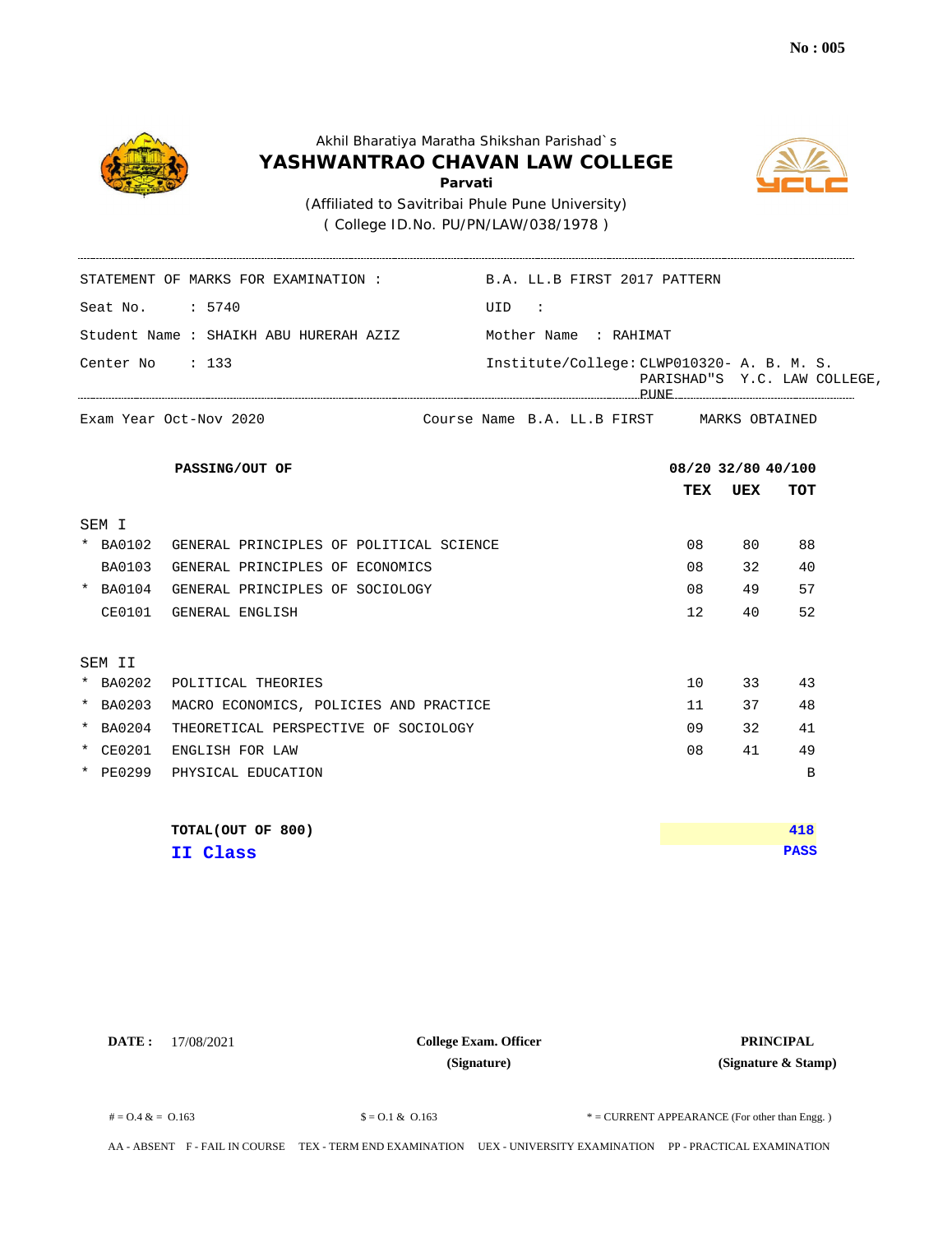No : 005

Akhil Bharatiya Maratha Shikshan Parishad`s

# YASHWANTRAO CHAVAN LAW COLLEGE

**Parvati**

(Affiliated to Savitribai Phule Pune University)

( College ID.No. PU/PN/LAW/038/1978 )

STATEMENT OF MARKS FOR EXAMINATION : B.A. LL.B FIRST 2017 PATTERN

Seat No. : 5740 UID :

Student Name : SHAIKH ABU HURERAH AZIZ Mother Name : RAHIMAT

Center No : 133 Institute/College: CLWP010320- A. B. M. S. PARISHAD"S Y.C. LAW COLLEGE, PUNE

Exam Year Oct-Nov 2020 Course Name B.A. LL.B FIRST MARKS OBTAINED

| | PASSING/OUT OF | 08/20 | 32/80 | 40/100 |
|---|---|---|---|---|
| | | **TEX** | **UEX** | **TOT** |
| **SEM I** | | | | |
| * BA0102 | GENERAL PRINCIPLES OF POLITICAL SCIENCE | 08 | 80 | 88 |
| BA0103 | GENERAL PRINCIPLES OF ECONOMICS | 08 | 32 | 40 |
| * BA0104 | GENERAL PRINCIPLES OF SOCIOLOGY | 08 | 49 | 57 |
| CE0101 | GENERAL ENGLISH | 12 | 40 | 52 |
| **SEM II** | | | | |
| * BA0202 | POLITICAL THEORIES | 10 | 33 | 43 |
| * BA0203 | MACRO ECONOMICS, POLICIES AND PRACTICE | 11 | 37 | 48 |
| * BA0204 | THEORETICAL PERSPECTIVE OF SOCIOLOGY | 09 | 32 | 41 |
| * CE0201 | ENGLISH FOR LAW | 08 | 41 | 49 |
| * PE0299 | PHYSICAL EDUCATION | | | B |

**TOTAL(OUT OF 800)** **418**

**II Class** **PASS**

**DATE :** 17/08/2021

**College Exam. Officer**
**(Signature)**

**PRINCIPAL**
**(Signature & Stamp)**

# = O.4 & = O.163 $ = O.1 & O.163 * = CURRENT APPEARANCE (For other than Engg. )

AA - ABSENT F - FAIL IN COURSE TEX - TERM END EXAMINATION UEX - UNIVERSITY EXAMINATION PP - PRACTICAL EXAMINATION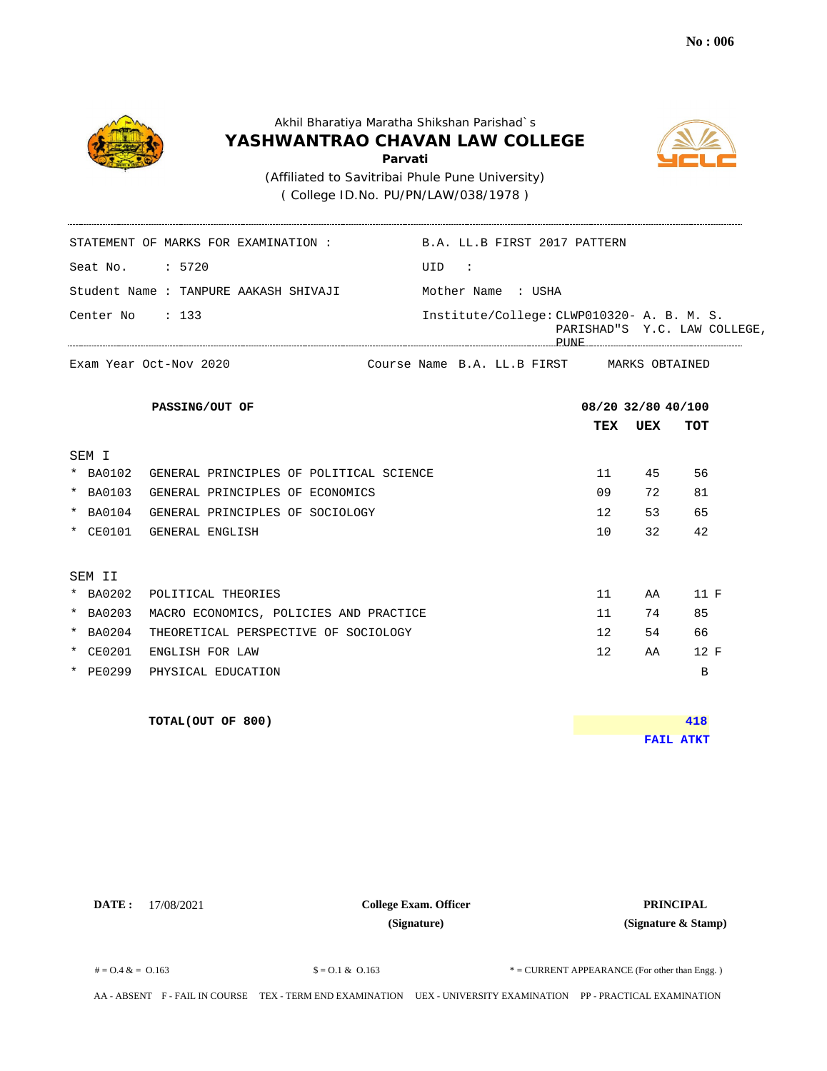No : 006

Akhil Bharatiya Maratha Shikshan Parishad`s

# YASHWANTRAO CHAVAN LAW COLLEGE

**Parvati**

(Affiliated to Savitribai Phule Pune University)

( College ID.No. PU/PN/LAW/038/1978 )

STATEMENT OF MARKS FOR EXAMINATION : B.A. LL.B FIRST 2017 PATTERN

Seat No. : 5720

UID :

Student Name : TANPURE AAKASH SHIVAJI

Mother Name : USHA

Center No : 133

Institute/College: CLWP010320- A. B. M. S. PARISHAD"S Y.C. LAW COLLEGE, PUNE

Exam Year Oct-Nov 2020 Course Name B.A. LL.B FIRST MARKS OBTAINED

| | | | 08/20 | 32/80 | 40/100 |
|---|---|---|---|---|---|
| | | **PASSING/OUT OF** | **TEX** | **UEX** | **TOT** |
| SEM I | | | | | |
| * | BA0102 | GENERAL PRINCIPLES OF POLITICAL SCIENCE | 11 | 45 | 56 |
| * | BA0103 | GENERAL PRINCIPLES OF ECONOMICS | 09 | 72 | 81 |
| * | BA0104 | GENERAL PRINCIPLES OF SOCIOLOGY | 12 | 53 | 65 |
| * | CE0101 | GENERAL ENGLISH | 10 | 32 | 42 |
| SEM II | | | | | |
| * | BA0202 | POLITICAL THEORIES | 11 | AA | 11 F |
| * | BA0203 | MACRO ECONOMICS, POLICIES AND PRACTICE | 11 | 74 | 85 |
| * | BA0204 | THEORETICAL PERSPECTIVE OF SOCIOLOGY | 12 | 54 | 66 |
| * | CE0201 | ENGLISH FOR LAW | 12 | AA | 12 F |
| * | PE0299 | PHYSICAL EDUCATION | | | B |

**TOTAL(OUT OF 800)** **418**

**FAIL ATKT**

**DATE :** 17/08/2021

**College Exam. Officer**
**(Signature)**

**PRINCIPAL**
**(Signature & Stamp)**

# = O.4 & = O.163 $ = O.1 & O.163 * = CURRENT APPEARANCE (For other than Engg. )

AA - ABSENT F - FAIL IN COURSE TEX - TERM END EXAMINATION UEX - UNIVERSITY EXAMINATION PP - PRACTICAL EXAMINATION